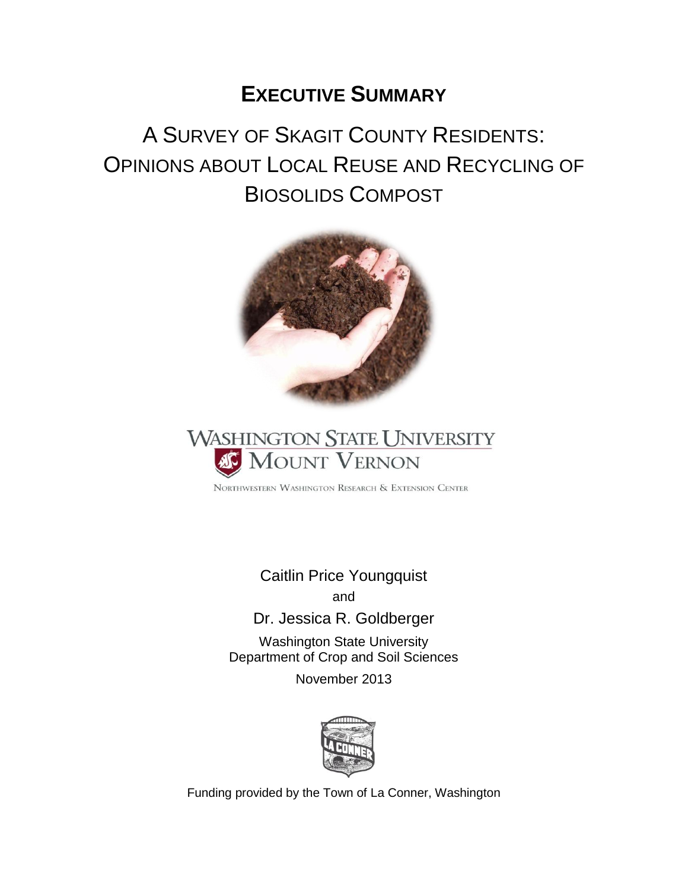# EXECUTIVE SUMMARY

## A SURVEY OF SKAGIT COUNTY RESIDENTS: OPINIONS ABOUT LOCAL REUSE AND RECYCLING OF BIOSOLIDS COMPOST

WASHINGTON STATE UNIVERSITY
MOUNT VERNON
NORTHWESTERN WASHINGTON RESEARCH & EXTENSION CENTER

Caitlin Price Youngquist

and

Dr. Jessica R. Goldberger

Washington State University
Department of Crop and Soil Sciences

November 2013

Funding provided by the Town of La Conner, Washington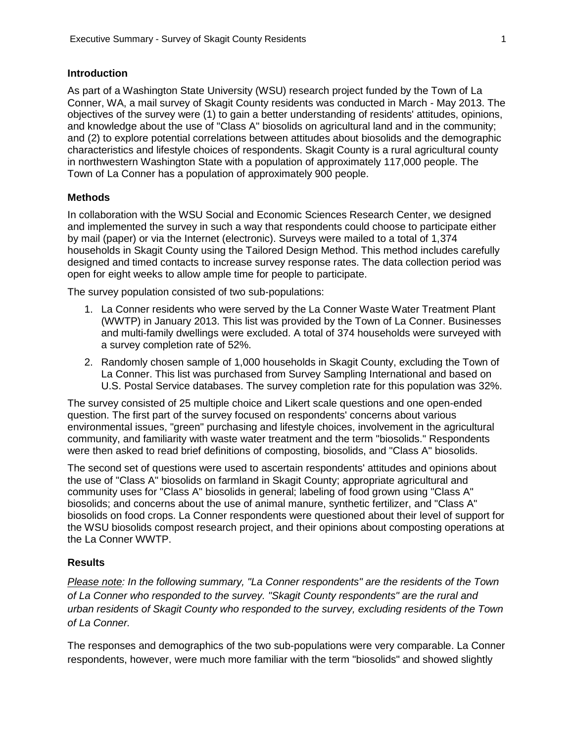## Introduction

As part of a Washington State University (WSU) research project funded by the Town of La Conner, WA, a mail survey of Skagit County residents was conducted in March - May 2013. The objectives of the survey were (1) to gain a better understanding of residents' attitudes, opinions, and knowledge about the use of "Class A" biosolids on agricultural land and in the community; and (2) to explore potential correlations between attitudes about biosolids and the demographic characteristics and lifestyle choices of respondents. Skagit County is a rural agricultural county in northwestern Washington State with a population of approximately 117,000 people. The Town of La Conner has a population of approximately 900 people.

## Methods

In collaboration with the WSU Social and Economic Sciences Research Center, we designed and implemented the survey in such a way that respondents could choose to participate either by mail (paper) or via the Internet (electronic). Surveys were mailed to a total of 1,374 households in Skagit County using the Tailored Design Method. This method includes carefully designed and timed contacts to increase survey response rates. The data collection period was open for eight weeks to allow ample time for people to participate.

The survey population consisted of two sub-populations:

1. La Conner residents who were served by the La Conner Waste Water Treatment Plant (WWTP) in January 2013. This list was provided by the Town of La Conner. Businesses and multi-family dwellings were excluded. A total of 374 households were surveyed with a survey completion rate of 52%.
2. Randomly chosen sample of 1,000 households in Skagit County, excluding the Town of La Conner. This list was purchased from Survey Sampling International and based on U.S. Postal Service databases. The survey completion rate for this population was 32%.

The survey consisted of 25 multiple choice and Likert scale questions and one open-ended question. The first part of the survey focused on respondents' concerns about various environmental issues, "green" purchasing and lifestyle choices, involvement in the agricultural community, and familiarity with waste water treatment and the term "biosolids." Respondents were then asked to read brief definitions of composting, biosolids, and "Class A" biosolids.

The second set of questions were used to ascertain respondents' attitudes and opinions about the use of "Class A" biosolids on farmland in Skagit County; appropriate agricultural and community uses for "Class A" biosolids in general; labeling of food grown using "Class A" biosolids; and concerns about the use of animal manure, synthetic fertilizer, and "Class A" biosolids on food crops. La Conner respondents were questioned about their level of support for the WSU biosolids compost research project, and their opinions about composting operations at the La Conner WWTP.

## Results

*<u>Please note</u>: In the following summary, "La Conner respondents" are the residents of the Town of La Conner who responded to the survey. "Skagit County respondents" are the rural and urban residents of Skagit County who responded to the survey, excluding residents of the Town of La Conner.*

The responses and demographics of the two sub-populations were very comparable. La Conner respondents, however, were much more familiar with the term "biosolids" and showed slightly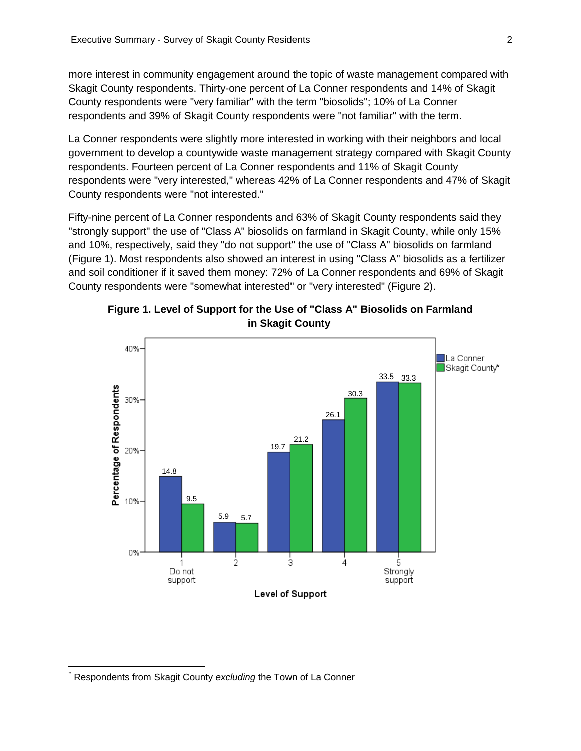more interest in community engagement around the topic of waste management compared with Skagit County respondents. Thirty-one percent of La Conner respondents and 14% of Skagit County respondents were "very familiar" with the term "biosolids"; 10% of La Conner respondents and 39% of Skagit County respondents were "not familiar" with the term.

La Conner respondents were slightly more interested in working with their neighbors and local government to develop a countywide waste management strategy compared with Skagit County respondents. Fourteen percent of La Conner respondents and 11% of Skagit County respondents were "very interested," whereas 42% of La Conner respondents and 47% of Skagit County respondents were "not interested."

Fifty-nine percent of La Conner respondents and 63% of Skagit County respondents said they "strongly support" the use of "Class A" biosolids on farmland in Skagit County, while only 15% and 10%, respectively, said they "do not support" the use of "Class A" biosolids on farmland (Figure 1). Most respondents also showed an interest in using "Class A" biosolids as a fertilizer and soil conditioner if it saved them money: 72% of La Conner respondents and 69% of Skagit County respondents were "somewhat interested" or "very interested" (Figure 2).

**Figure 1. Level of Support for the Use of "Class A" Biosolids on Farmland in Skagit County**

| Level of Support | La Conner | Skagit County* |
|---|---|---|
| 1 Do not support | 14.8 | 9.5 |
| 2 | 5.9 | 5.7 |
| 3 | 19.7 | 21.2 |
| 4 | 26.1 | 30.3 |
| 5 Strongly support | 33.5 | 33.3 |

\* Respondents from Skagit County *excluding* the Town of La Conner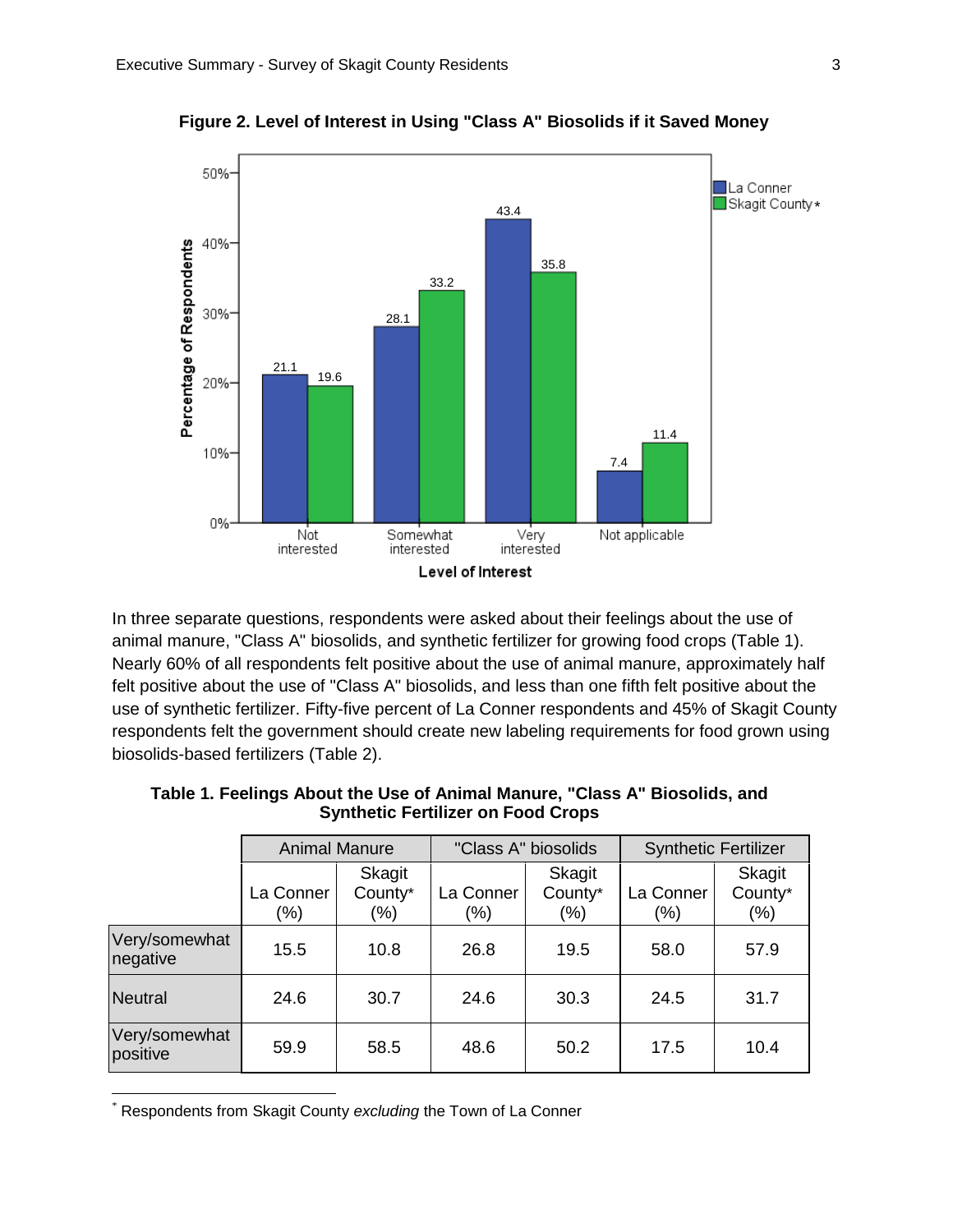**Figure 2. Level of Interest in Using "Class A" Biosolids if it Saved Money**

In three separate questions, respondents were asked about their feelings about the use of animal manure, "Class A" biosolids, and synthetic fertilizer for growing food crops (Table 1). Nearly 60% of all respondents felt positive about the use of animal manure, approximately half felt positive about the use of "Class A" biosolids, and less than one fifth felt positive about the use of synthetic fertilizer. Fifty-five percent of La Conner respondents and 45% of Skagit County respondents felt the government should create new labeling requirements for food grown using biosolids-based fertilizers (Table 2).

**Table 1. Feelings About the Use of Animal Manure, "Class A" Biosolids, and Synthetic Fertilizer on Food Crops**

| | Animal Manure | | "Class A" biosolids | | Synthetic Fertilizer | |
|---|---|---|---|---|---|---|
| | La Conner (%) | Skagit County* (%) | La Conner (%) | Skagit County* (%) | La Conner (%) | Skagit County* (%) |
| Very/somewhat negative | 15.5 | 10.8 | 26.8 | 19.5 | 58.0 | 57.9 |
| Neutral | 24.6 | 30.7 | 24.6 | 30.3 | 24.5 | 31.7 |
| Very/somewhat positive | 59.9 | 58.5 | 48.6 | 50.2 | 17.5 | 10.4 |

* Respondents from Skagit County *excluding* the Town of La Conner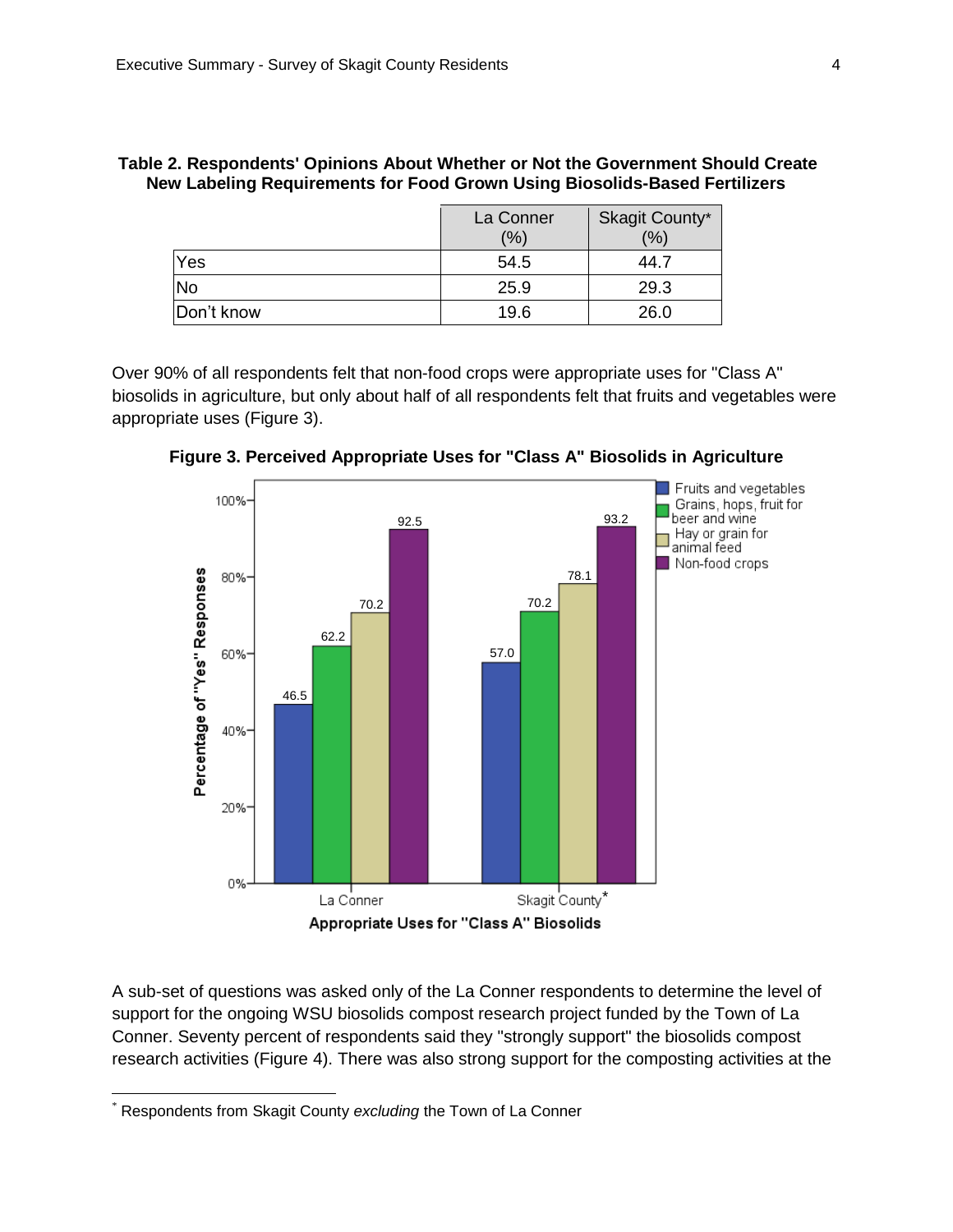**Table 2. Respondents' Opinions About Whether or Not the Government Should Create New Labeling Requirements for Food Grown Using Biosolids-Based Fertilizers**

| | La Conner (%) | Skagit County* (%) |
|---|---|---|
| Yes | 54.5 | 44.7 |
| No | 25.9 | 29.3 |
| Don't know | 19.6 | 26.0 |

Over 90% of all respondents felt that non-food crops were appropriate uses for "Class A" biosolids in agriculture, but only about half of all respondents felt that fruits and vegetables were appropriate uses (Figure 3).

**Figure 3. Perceived Appropriate Uses for "Class A" Biosolids in Agriculture**

| Appropriate Uses for "Class A" Biosolids (Percentage of "Yes" Responses) | La Conner | Skagit County* |
|---|---|---|
| Fruits and vegetables | 46.5 | 57.0 |
| Grains, hops, fruit for beer and wine | 62.2 | 70.2 |
| Hay or grain for animal feed | 70.2 | 78.1 |
| Non-food crops | 92.5 | 93.2 |

A sub-set of questions was asked only of the La Conner respondents to determine the level of support for the ongoing WSU biosolids compost research project funded by the Town of La Conner. Seventy percent of respondents said they "strongly support" the biosolids compost research activities (Figure 4). There was also strong support for the composting activities at the

---

* Respondents from Skagit County *excluding* the Town of La Conner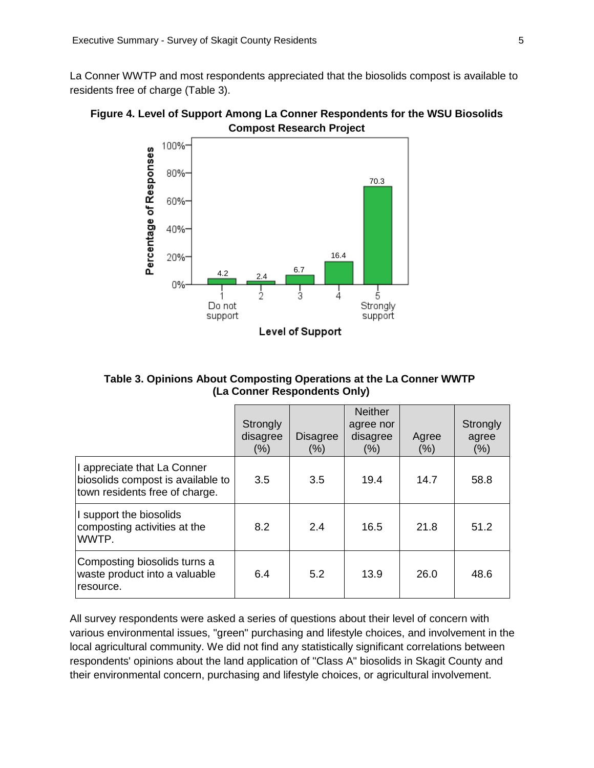La Conner WWTP and most respondents appreciated that the biosolids compost is available to residents free of charge (Table 3).

**Figure 4. Level of Support Among La Conner Respondents for the WSU Biosolids Compost Research Project**

**Table 3. Opinions About Composting Operations at the La Conner WWTP (La Conner Respondents Only)**

| | Strongly disagree (%) | Disagree (%) | Neither agree nor disagree (%) | Agree (%) | Strongly agree (%) |
|---|---|---|---|---|---|
| I appreciate that La Conner biosolids compost is available to town residents free of charge. | 3.5 | 3.5 | 19.4 | 14.7 | 58.8 |
| I support the biosolids composting activities at the WWTP. | 8.2 | 2.4 | 16.5 | 21.8 | 51.2 |
| Composting biosolids turns a waste product into a valuable resource. | 6.4 | 5.2 | 13.9 | 26.0 | 48.6 |

All survey respondents were asked a series of questions about their level of concern with various environmental issues, "green" purchasing and lifestyle choices, and involvement in the local agricultural community. We did not find any statistically significant correlations between respondents' opinions about the land application of "Class A" biosolids in Skagit County and their environmental concern, purchasing and lifestyle choices, or agricultural involvement.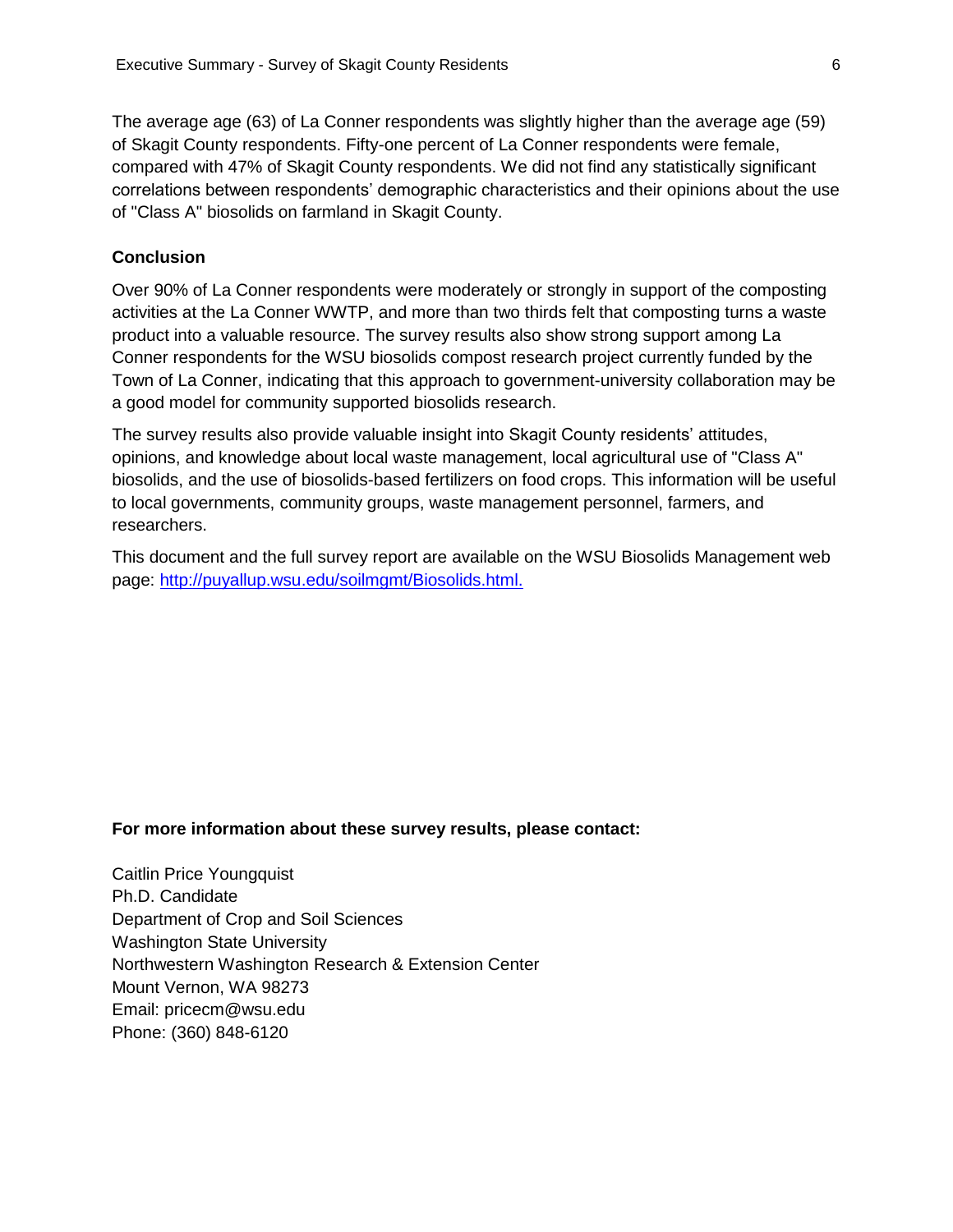The average age (63) of La Conner respondents was slightly higher than the average age (59) of Skagit County respondents. Fifty-one percent of La Conner respondents were female, compared with 47% of Skagit County respondents. We did not find any statistically significant correlations between respondents' demographic characteristics and their opinions about the use of "Class A" biosolids on farmland in Skagit County.

### Conclusion

Over 90% of La Conner respondents were moderately or strongly in support of the composting activities at the La Conner WWTP, and more than two thirds felt that composting turns a waste product into a valuable resource. The survey results also show strong support among La Conner respondents for the WSU biosolids compost research project currently funded by the Town of La Conner, indicating that this approach to government-university collaboration may be a good model for community supported biosolids research.

The survey results also provide valuable insight into Skagit County residents' attitudes, opinions, and knowledge about local waste management, local agricultural use of "Class A" biosolids, and the use of biosolids-based fertilizers on food crops. This information will be useful to local governments, community groups, waste management personnel, farmers, and researchers.

This document and the full survey report are available on the WSU Biosolids Management web page: http://puyallup.wsu.edu/soilmgmt/Biosolids.html.

**For more information about these survey results, please contact:**

Caitlin Price Youngquist
Ph.D. Candidate
Department of Crop and Soil Sciences
Washington State University
Northwestern Washington Research & Extension Center
Mount Vernon, WA 98273
Email: pricecm@wsu.edu
Phone: (360) 848-6120